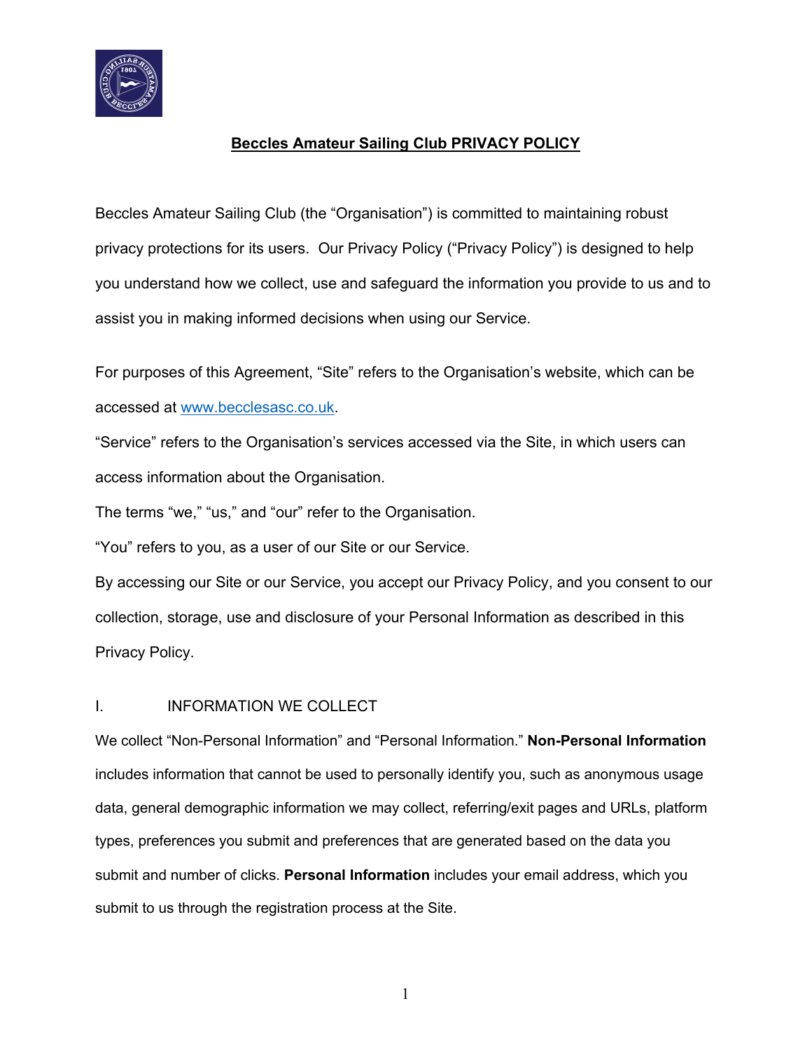# **Beccles Amateur Sailing Club PRIVACY POLICY**

Beccles Amateur Sailing Club (the "Organisation") is committed to maintaining robust privacy protections for its users. Our Privacy Policy ("Privacy Policy") is designed to help you understand how we collect, use and safeguard the information you provide to us and to assist you in making informed decisions when using our Service.

For purposes of this Agreement, "Site" refers to the Organisation's website, which can be accessed at [www.becclesasc.co.uk](http://www.becclesasc.co.uk).

"Service" refers to the Organisation's services accessed via the Site, in which users can access information about the Organisation.

The terms "we," "us," and "our" refer to the Organisation.

"You" refers to you, as a user of our Site or our Service.

By accessing our Site or our Service, you accept our Privacy Policy, and you consent to our collection, storage, use and disclosure of your Personal Information as described in this Privacy Policy.

## I. INFORMATION WE COLLECT

We collect "Non-Personal Information" and "Personal Information." **Non-Personal Information** includes information that cannot be used to personally identify you, such as anonymous usage data, general demographic information we may collect, referring/exit pages and URLs, platform types, preferences you submit and preferences that are generated based on the data you submit and number of clicks. **Personal Information** includes your email address, which you submit to us through the registration process at the Site.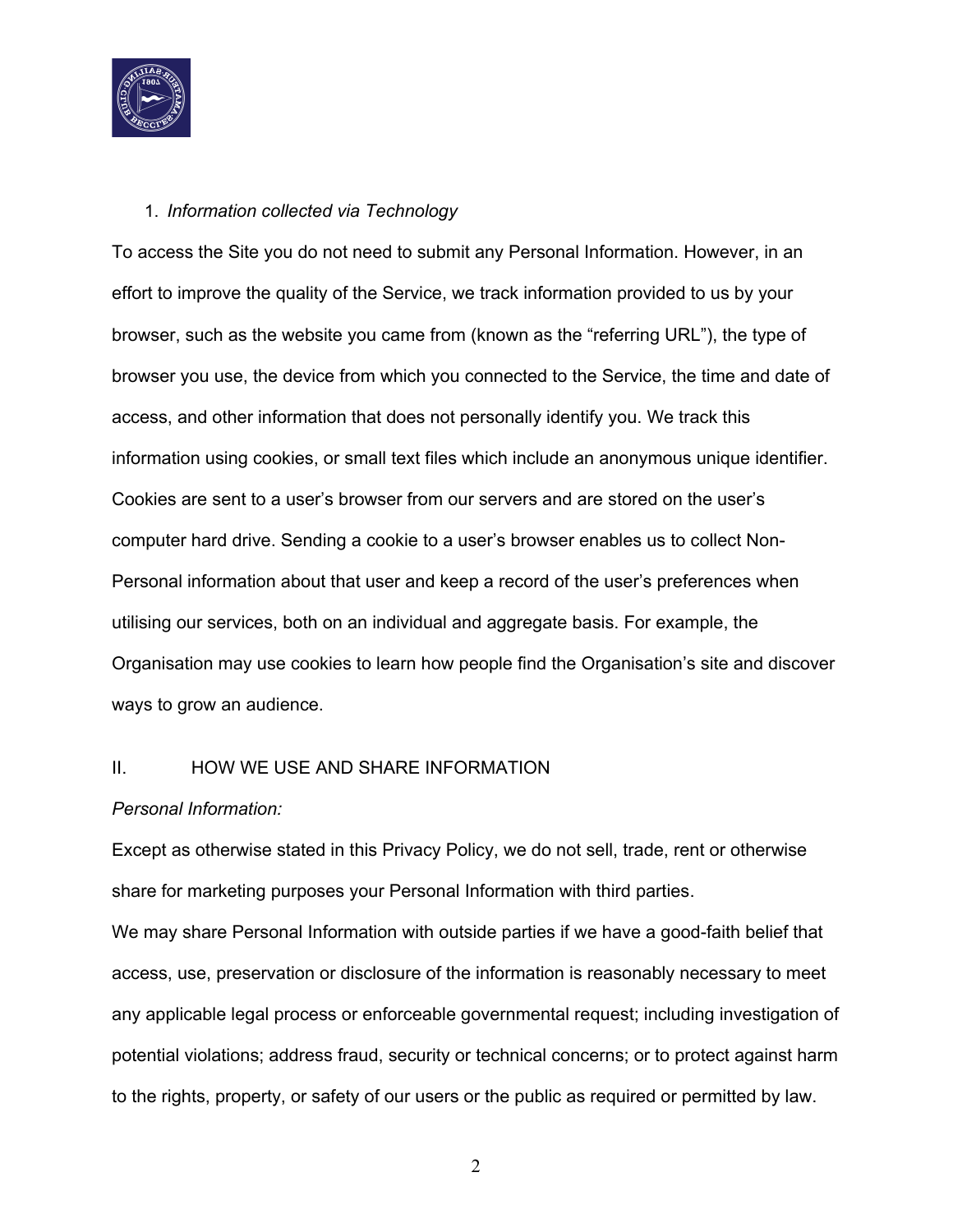1. *Information collected via Technology*

To access the Site you do not need to submit any Personal Information. However, in an effort to improve the quality of the Service, we track information provided to us by your browser, such as the website you came from (known as the “referring URL”), the type of browser you use, the device from which you connected to the Service, the time and date of access, and other information that does not personally identify you. We track this information using cookies, or small text files which include an anonymous unique identifier. Cookies are sent to a user’s browser from our servers and are stored on the user’s computer hard drive. Sending a cookie to a user’s browser enables us to collect Non-Personal information about that user and keep a record of the user’s preferences when utilising our services, both on an individual and aggregate basis. For example, the Organisation may use cookies to learn how people find the Organisation’s site and discover ways to grow an audience.

## II. HOW WE USE AND SHARE INFORMATION

*Personal Information:*

Except as otherwise stated in this Privacy Policy, we do not sell, trade, rent or otherwise share for marketing purposes your Personal Information with third parties.

We may share Personal Information with outside parties if we have a good-faith belief that access, use, preservation or disclosure of the information is reasonably necessary to meet any applicable legal process or enforceable governmental request; including investigation of potential violations; address fraud, security or technical concerns; or to protect against harm to the rights, property, or safety of our users or the public as required or permitted by law.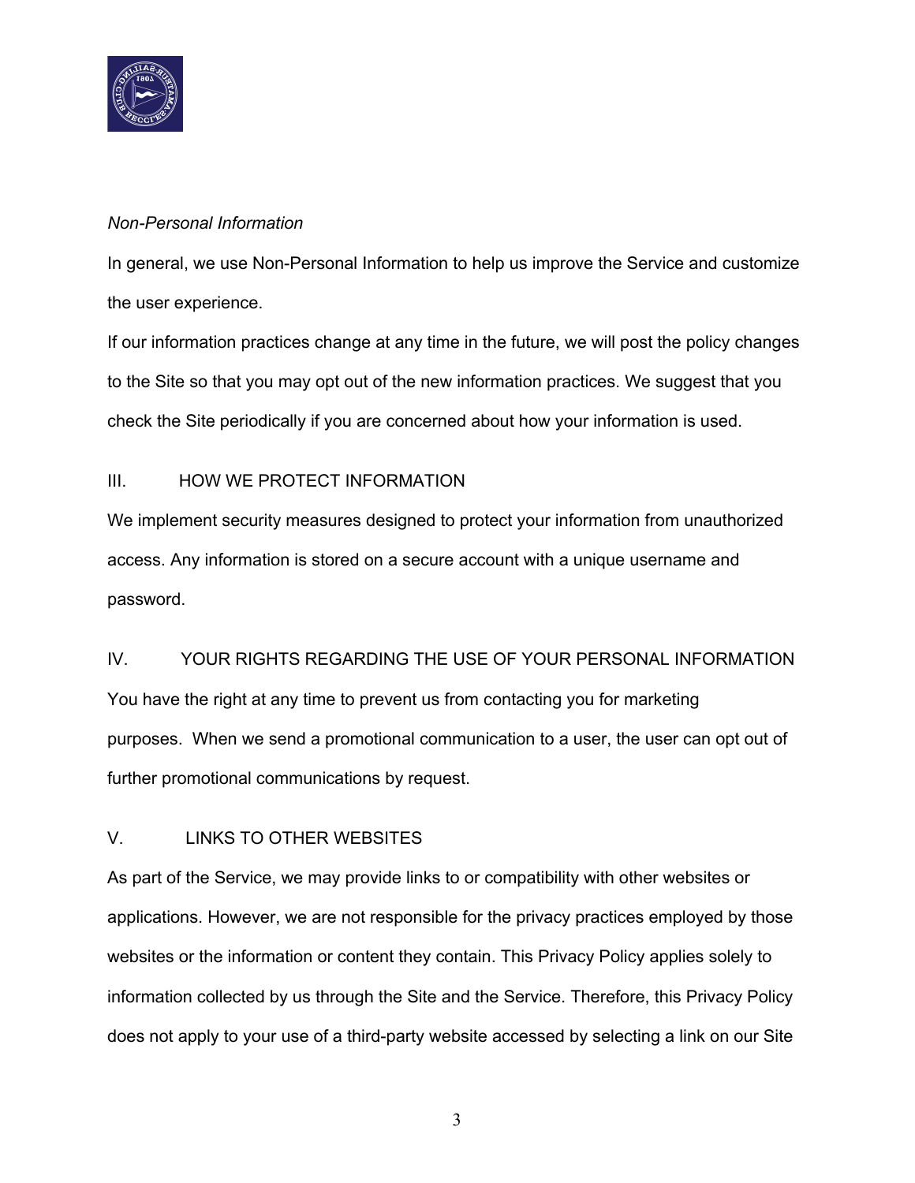*Non-Personal Information*

In general, we use Non-Personal Information to help us improve the Service and customize the user experience.

If our information practices change at any time in the future, we will post the policy changes to the Site so that you may opt out of the new information practices. We suggest that you check the Site periodically if you are concerned about how your information is used.

## III. HOW WE PROTECT INFORMATION

We implement security measures designed to protect your information from unauthorized access. Any information is stored on a secure account with a unique username and password.

## IV. YOUR RIGHTS REGARDING THE USE OF YOUR PERSONAL INFORMATION

You have the right at any time to prevent us from contacting you for marketing purposes. When we send a promotional communication to a user, the user can opt out of further promotional communications by request.

## V. LINKS TO OTHER WEBSITES

As part of the Service, we may provide links to or compatibility with other websites or applications. However, we are not responsible for the privacy practices employed by those websites or the information or content they contain. This Privacy Policy applies solely to information collected by us through the Site and the Service. Therefore, this Privacy Policy does not apply to your use of a third-party website accessed by selecting a link on our Site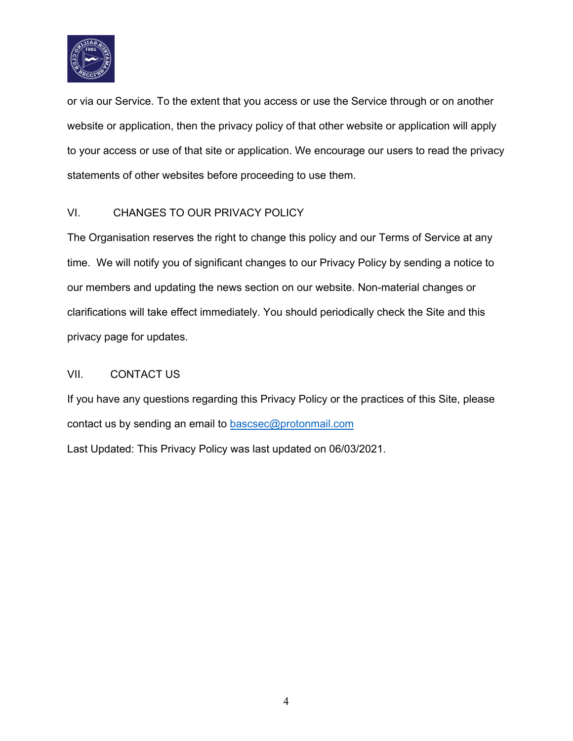or via our Service. To the extent that you access or use the Service through or on another website or application, then the privacy policy of that other website or application will apply to your access or use of that site or application. We encourage our users to read the privacy statements of other websites before proceeding to use them.

## VI. CHANGES TO OUR PRIVACY POLICY

The Organisation reserves the right to change this policy and our Terms of Service at any time. We will notify you of significant changes to our Privacy Policy by sending a notice to our members and updating the news section on our website. Non-material changes or clarifications will take effect immediately. You should periodically check the Site and this privacy page for updates.

## VII. CONTACT US

If you have any questions regarding this Privacy Policy or the practices of this Site, please contact us by sending an email to [bascsec@protonmail.com](mailto:bascsec@protonmail.com)

Last Updated: This Privacy Policy was last updated on 06/03/2021.